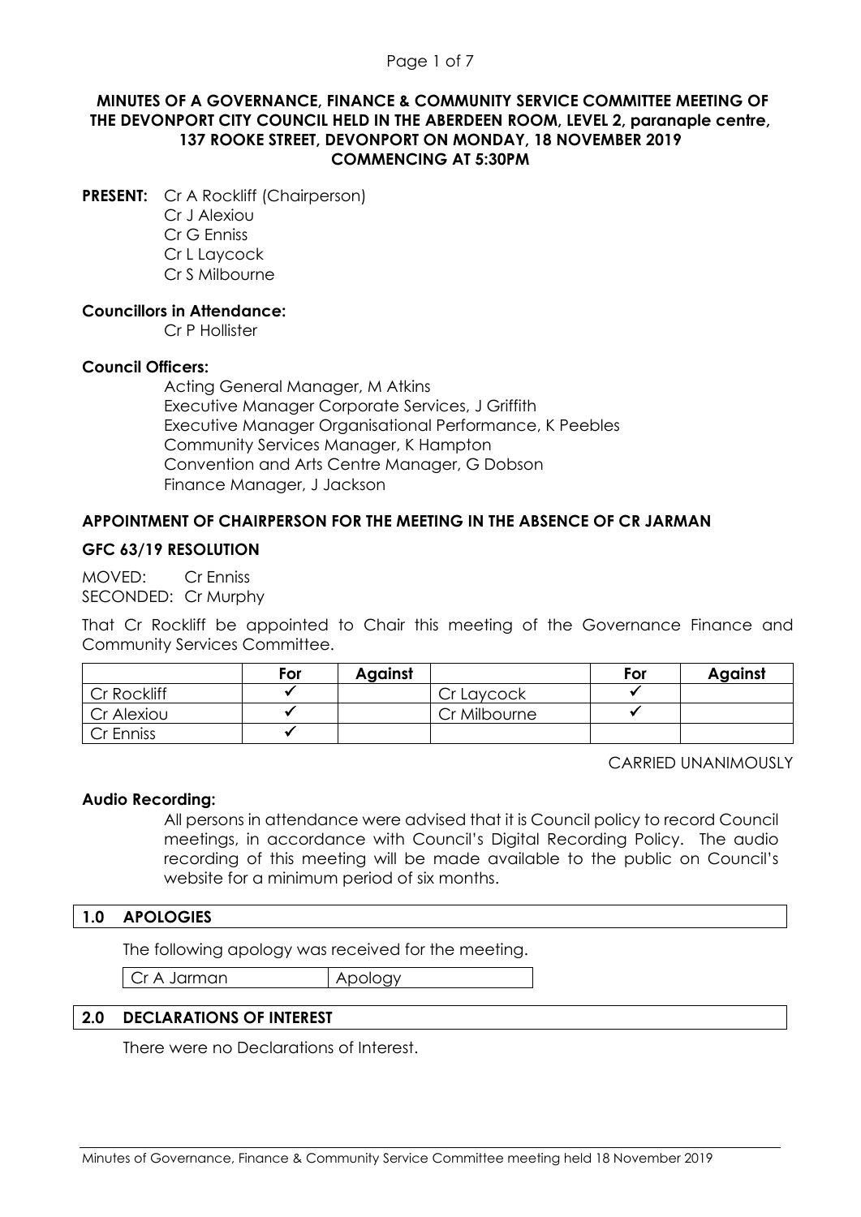**MINUTES OF A GOVERNANCE, FINANCE & COMMUNITY SERVICE COMMITTEE MEETING OF THE DEVONPORT CITY COUNCIL HELD IN THE ABERDEEN ROOM, LEVEL 2, paranaple centre, 137 ROOKE STREET, DEVONPORT ON MONDAY, 18 NOVEMBER 2019 COMMENCING AT 5:30PM**

**PRESENT:** Cr A Rockliff (Chairperson)
Cr J Alexiou
Cr G Enniss
Cr L Laycock
Cr S Milbourne

**Councillors in Attendance:**
Cr P Hollister

**Council Officers:**
Acting General Manager, M Atkins
Executive Manager Corporate Services, J Griffith
Executive Manager Organisational Performance, K Peebles
Community Services Manager, K Hampton
Convention and Arts Centre Manager, G Dobson
Finance Manager, J Jackson

**APPOINTMENT OF CHAIRPERSON FOR THE MEETING IN THE ABSENCE OF CR JARMAN**

**GFC 63/19 RESOLUTION**

MOVED: Cr Enniss
SECONDED: Cr Murphy

That Cr Rockliff be appointed to Chair this meeting of the Governance Finance and Community Services Committee.

| | For | Against | | For | Against |
|---|---|---|---|---|---|
| Cr Rockliff | ✓ | | Cr Laycock | ✓ | |
| Cr Alexiou | ✓ | | Cr Milbourne | ✓ | |
| Cr Enniss | ✓ | | | | |

CARRIED UNANIMOUSLY

**Audio Recording:**

All persons in attendance were advised that it is Council policy to record Council meetings, in accordance with Council's Digital Recording Policy. The audio recording of this meeting will be made available to the public on Council's website for a minimum period of six months.

## 1.0 APOLOGIES

The following apology was received for the meeting.

| Cr A Jarman | Apology |
|---|---|

## 2.0 DECLARATIONS OF INTEREST

There were no Declarations of Interest.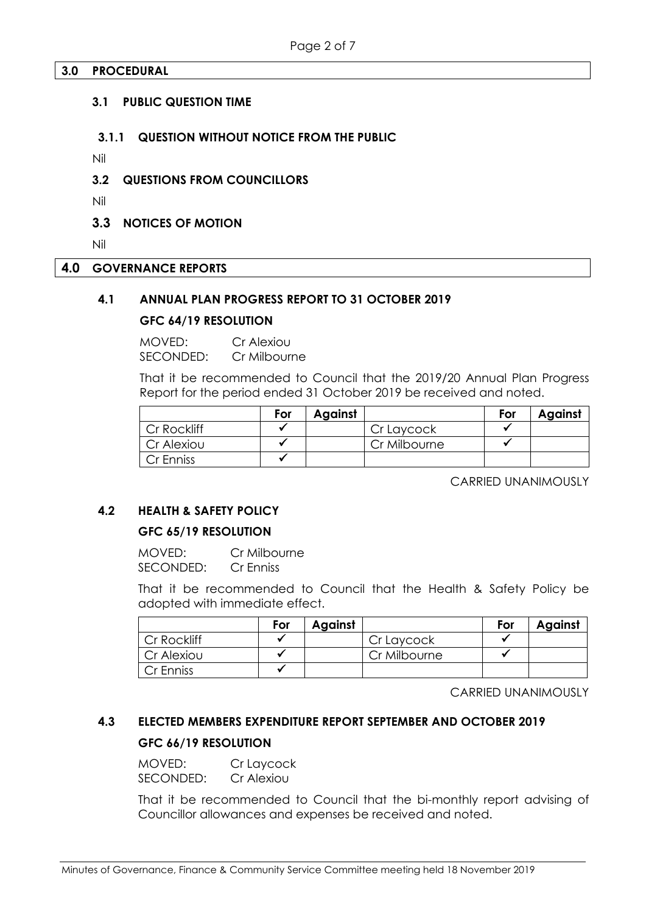## 3.0 PROCEDURAL

### 3.1 PUBLIC QUESTION TIME

#### 3.1.1 QUESTION WITHOUT NOTICE FROM THE PUBLIC

Nil

### 3.2 QUESTIONS FROM COUNCILLORS

Nil

### 3.3 NOTICES OF MOTION

Nil

## 4.0 GOVERNANCE REPORTS

### 4.1 ANNUAL PLAN PROGRESS REPORT TO 31 OCTOBER 2019

**GFC 64/19 RESOLUTION**

MOVED: Cr Alexiou
SECONDED: Cr Milbourne

That it be recommended to Council that the 2019/20 Annual Plan Progress Report for the period ended 31 October 2019 be received and noted.

| | For | Against | | For | Against |
|---|---|---|---|---|---|
| Cr Rockliff | ✓ | | Cr Laycock | ✓ | |
| Cr Alexiou | ✓ | | Cr Milbourne | ✓ | |
| Cr Enniss | ✓ | | | | |

CARRIED UNANIMOUSLY

### 4.2 HEALTH & SAFETY POLICY

**GFC 65/19 RESOLUTION**

MOVED: Cr Milbourne
SECONDED: Cr Enniss

That it be recommended to Council that the Health & Safety Policy be adopted with immediate effect.

| | For | Against | | For | Against |
|---|---|---|---|---|---|
| Cr Rockliff | ✓ | | Cr Laycock | ✓ | |
| Cr Alexiou | ✓ | | Cr Milbourne | ✓ | |
| Cr Enniss | ✓ | | | | |

CARRIED UNANIMOUSLY

### 4.3 ELECTED MEMBERS EXPENDITURE REPORT SEPTEMBER AND OCTOBER 2019

**GFC 66/19 RESOLUTION**

MOVED: Cr Laycock
SECONDED: Cr Alexiou

That it be recommended to Council that the bi-monthly report advising of Councillor allowances and expenses be received and noted.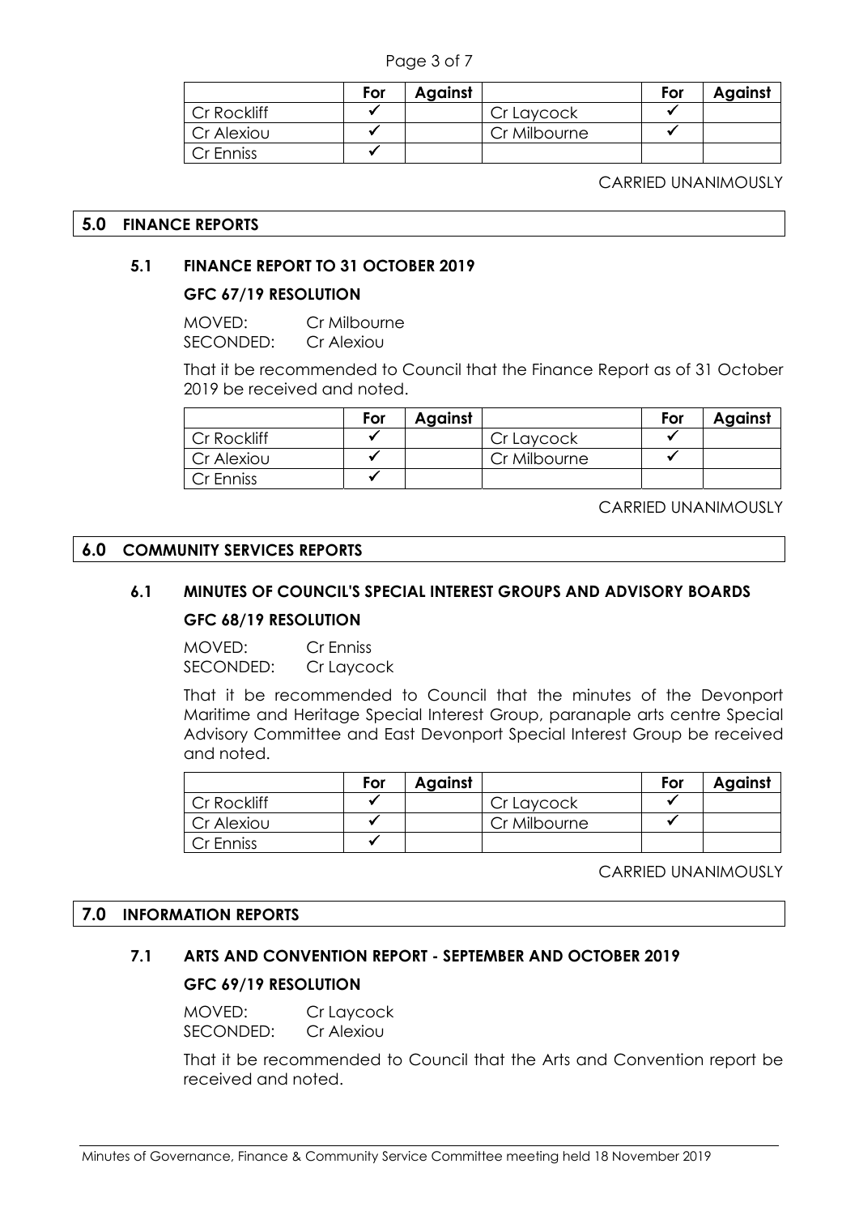| | For | Against | | For | Against |
|---|---|---|---|---|---|
| Cr Rockliff | ✓ | | Cr Laycock | ✓ | |
| Cr Alexiou | ✓ | | Cr Milbourne | ✓ | |
| Cr Enniss | ✓ | | | | |

CARRIED UNANIMOUSLY

## 5.0 FINANCE REPORTS

### 5.1 FINANCE REPORT TO 31 OCTOBER 2019

**GFC 67/19 RESOLUTION**

MOVED: Cr Milbourne
SECONDED: Cr Alexiou

That it be recommended to Council that the Finance Report as of 31 October 2019 be received and noted.

| | For | Against | | For | Against |
|---|---|---|---|---|---|
| Cr Rockliff | ✓ | | Cr Laycock | ✓ | |
| Cr Alexiou | ✓ | | Cr Milbourne | ✓ | |
| Cr Enniss | ✓ | | | | |

CARRIED UNANIMOUSLY

## 6.0 COMMUNITY SERVICES REPORTS

### 6.1 MINUTES OF COUNCIL'S SPECIAL INTEREST GROUPS AND ADVISORY BOARDS

**GFC 68/19 RESOLUTION**

MOVED: Cr Enniss
SECONDED: Cr Laycock

That it be recommended to Council that the minutes of the Devonport Maritime and Heritage Special Interest Group, paranaple arts centre Special Advisory Committee and East Devonport Special Interest Group be received and noted.

| | For | Against | | For | Against |
|---|---|---|---|---|---|
| Cr Rockliff | ✓ | | Cr Laycock | ✓ | |
| Cr Alexiou | ✓ | | Cr Milbourne | ✓ | |
| Cr Enniss | ✓ | | | | |

CARRIED UNANIMOUSLY

## 7.0 INFORMATION REPORTS

### 7.1 ARTS AND CONVENTION REPORT - SEPTEMBER AND OCTOBER 2019

**GFC 69/19 RESOLUTION**

MOVED: Cr Laycock
SECONDED: Cr Alexiou

That it be recommended to Council that the Arts and Convention report be received and noted.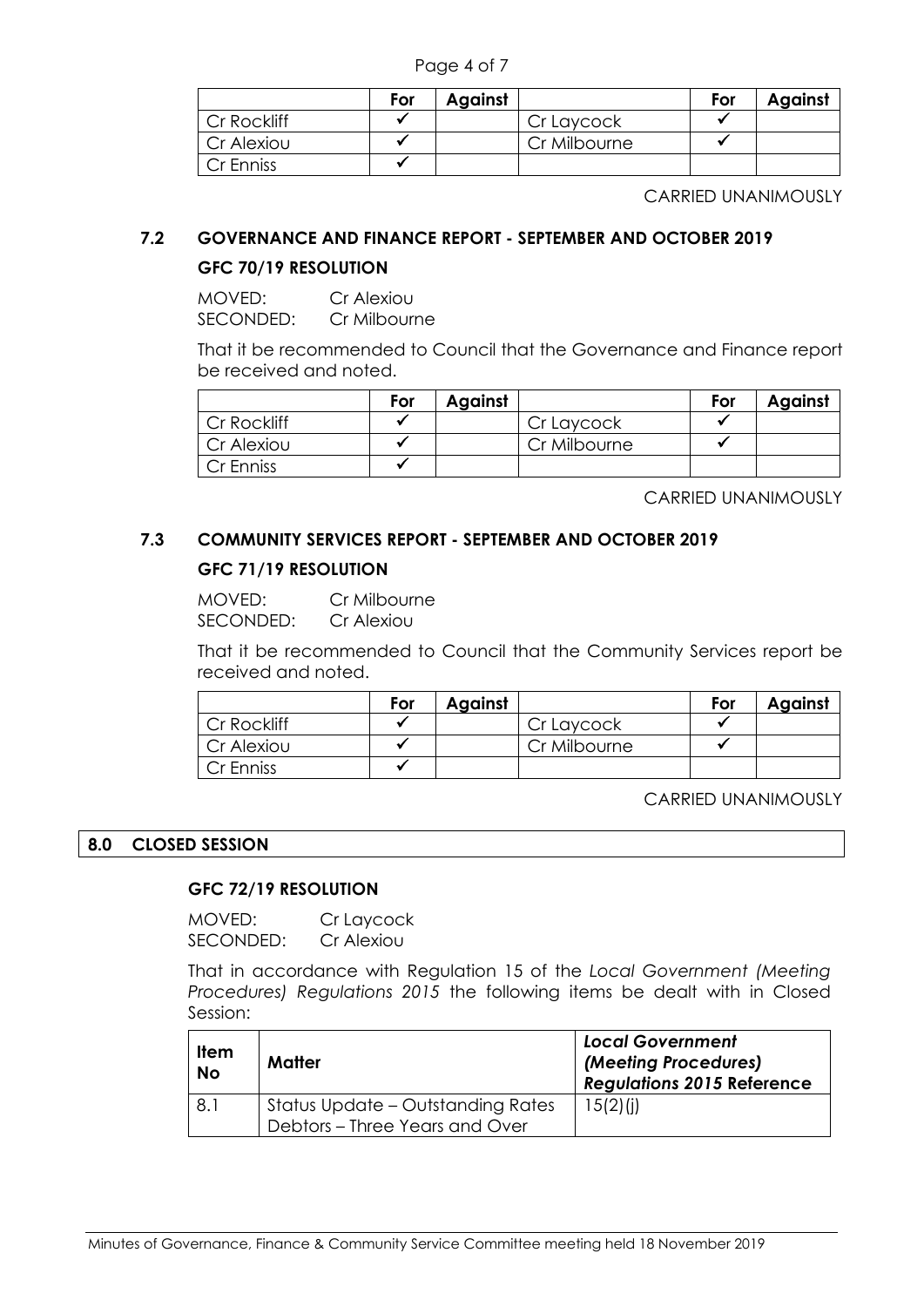|  | For | Against |  | For | Against |
|---|---|---|---|---|---|
| Cr Rockliff | ✓ |  | Cr Laycock | ✓ |  |
| Cr Alexiou | ✓ |  | Cr Milbourne | ✓ |  |
| Cr Enniss | ✓ |  |  |  |  |

CARRIED UNANIMOUSLY

### 7.2 GOVERNANCE AND FINANCE REPORT - SEPTEMBER AND OCTOBER 2019

**GFC 70/19 RESOLUTION**

MOVED: Cr Alexiou
SECONDED: Cr Milbourne

That it be recommended to Council that the Governance and Finance report be received and noted.

|  | For | Against |  | For | Against |
|---|---|---|---|---|---|
| Cr Rockliff | ✓ |  | Cr Laycock | ✓ |  |
| Cr Alexiou | ✓ |  | Cr Milbourne | ✓ |  |
| Cr Enniss | ✓ |  |  |  |  |

CARRIED UNANIMOUSLY

### 7.3 COMMUNITY SERVICES REPORT - SEPTEMBER AND OCTOBER 2019

**GFC 71/19 RESOLUTION**

MOVED: Cr Milbourne
SECONDED: Cr Alexiou

That it be recommended to Council that the Community Services report be received and noted.

|  | For | Against |  | For | Against |
|---|---|---|---|---|---|
| Cr Rockliff | ✓ |  | Cr Laycock | ✓ |  |
| Cr Alexiou | ✓ |  | Cr Milbourne | ✓ |  |
| Cr Enniss | ✓ |  |  |  |  |

CARRIED UNANIMOUSLY

## 8.0 CLOSED SESSION

**GFC 72/19 RESOLUTION**

MOVED: Cr Laycock
SECONDED: Cr Alexiou

That in accordance with Regulation 15 of the *Local Government (Meeting Procedures) Regulations 2015* the following items be dealt with in Closed Session:

| Item No | Matter | *Local Government (Meeting Procedures) Regulations 2015* Reference |
|---|---|---|
| 8.1 | Status Update – Outstanding Rates Debtors – Three Years and Over | 15(2)(j) |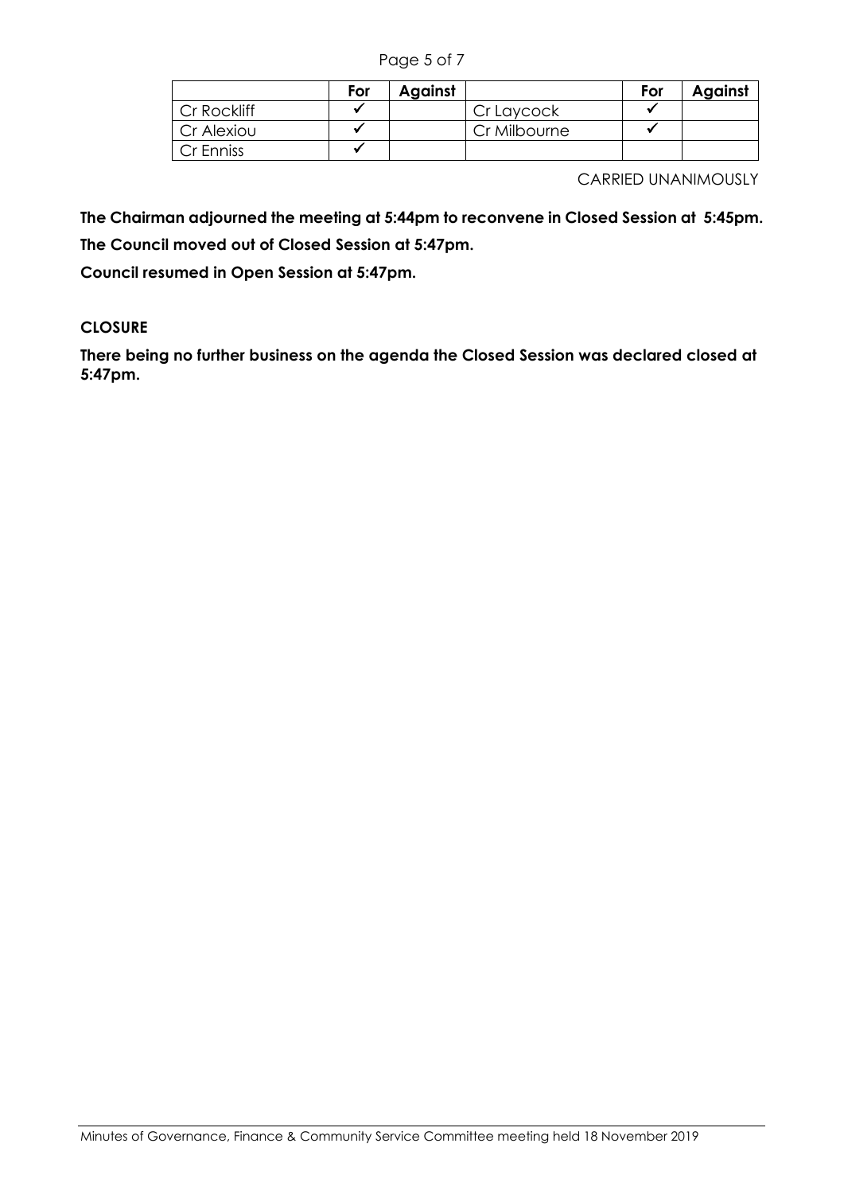| | For | Against | | For | Against |
|---|---|---|---|---|---|
| Cr Rockliff | ✓ | | Cr Laycock | ✓ | |
| Cr Alexiou | ✓ | | Cr Milbourne | ✓ | |
| Cr Enniss | ✓ | | | | |

CARRIED UNANIMOUSLY

**The Chairman adjourned the meeting at 5:44pm to reconvene in Closed Session at 5:45pm.**

**The Council moved out of Closed Session at 5:47pm.**

**Council resumed in Open Session at 5:47pm.**

**CLOSURE**

**There being no further business on the agenda the Closed Session was declared closed at 5:47pm.**